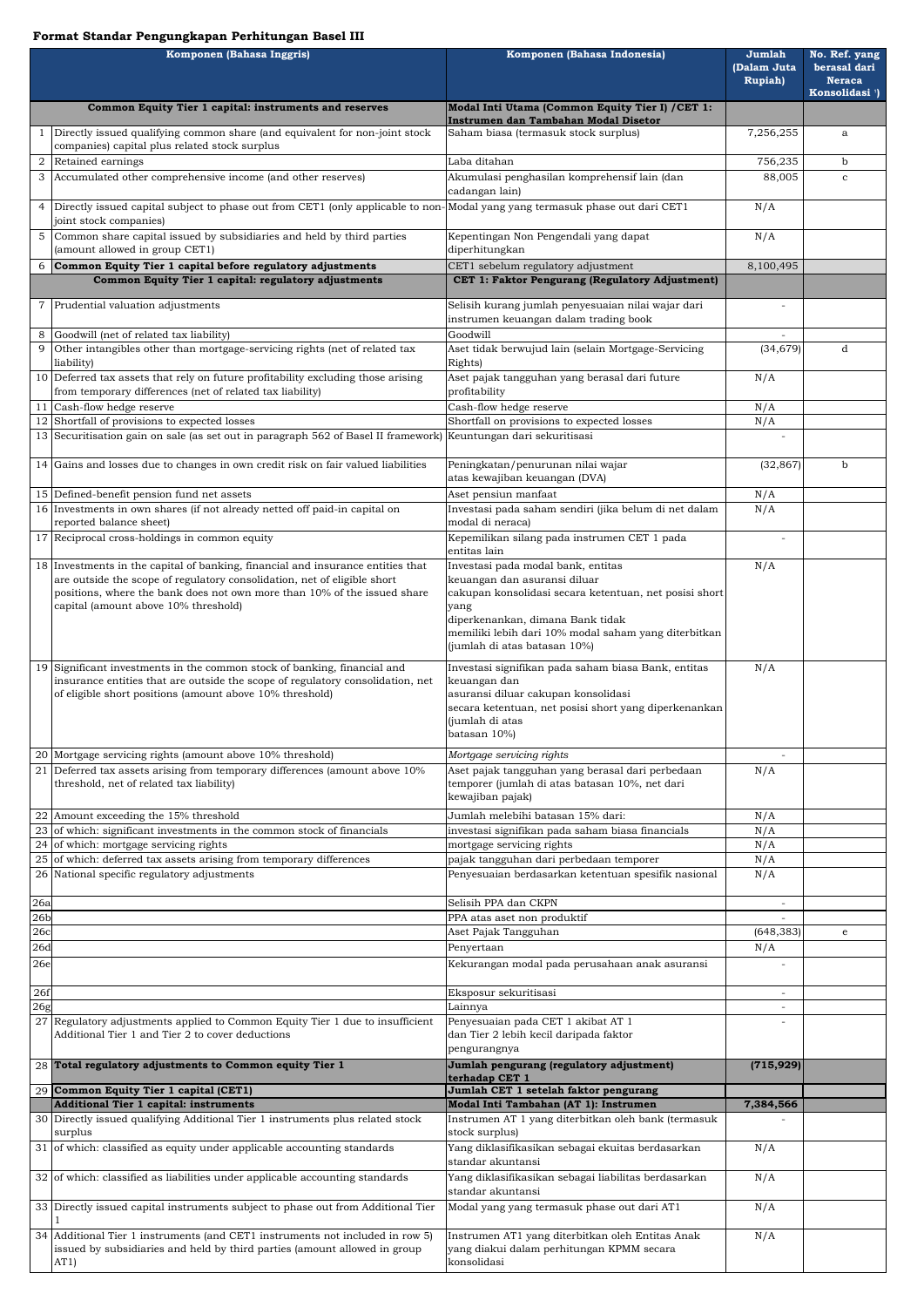# Format Standar Pengungkapan Perhitungan Basel III

| | Komponen (Bahasa Inggris) | Komponen (Bahasa Indonesia) | Jumlah (Dalam Juta Rupiah) | No. Ref. yang berasal dari Neraca Konsolidasi [*] |
|---|---|---|---|---|
| | **Common Equity Tier 1 capital: instruments and reserves** | **Modal Inti Utama (Common Equity Tier I) /CET 1: Instrumen dan Tambahan Modal Disetor** | | |
| 1 | Directly issued qualifying common share (and equivalent for non-joint stock companies) capital plus related stock surplus | Saham biasa (termasuk stock surplus) | 7,256,255 | a |
| 2 | Retained earnings | Laba ditahan | 756,235 | b |
| 3 | Accumulated other comprehensive income (and other reserves) | Akumulasi penghasilan komprehensif lain (dan cadangan lain) | 88,005 | c |
| 4 | Directly issued capital subject to phase out from CET1 (only applicable to non-joint stock companies) | Modal yang yang termasuk phase out dari CET1 | N/A | |
| 5 | Common share capital issued by subsidiaries and held by third parties (amount allowed in group CET1) | Kepentingan Non Pengendali yang dapat diperhitungkan | N/A | |
| 6 | **Common Equity Tier 1 capital before regulatory adjustments** | CET1 sebelum regulatory adjustment | 8,100,495 | |
| | **Common Equity Tier 1 capital: regulatory adjustments** | **CET 1: Faktor Pengurang (Regulatory Adjustment)** | | |
| 7 | Prudential valuation adjustments | Selisih kurang jumlah penyesuaian nilai wajar dari instrumen keuangan dalam trading book | - | |
| 8 | Goodwill (net of related tax liability) | Goodwill | - | |
| 9 | Other intangibles other than mortgage-servicing rights (net of related tax liability) | Aset tidak berwujud lain (selain Mortgage-Servicing Rights) | (34,679) | d |
| 10 | Deferred tax assets that rely on future profitability excluding those arising from temporary differences (net of related tax liability) | Aset pajak tangguhan yang berasal dari future profitability | N/A | |
| 11 | Cash-flow hedge reserve | Cash-flow hedge reserve | N/A | |
| 12 | Shortfall of provisions to expected losses | Shortfall on provisions to expected losses | N/A | |
| 13 | Securitisation gain on sale (as set out in paragraph 562 of Basel II framework) | Keuntungan dari sekuritisasi | - | |
| 14 | Gains and losses due to changes in own credit risk on fair valued liabilities | Peningkatan/penurunan nilai wajar atas kewajiban keuangan (DVA) | (32,867) | b |
| 15 | Defined-benefit pension fund net assets | Aset pensiun manfaat | N/A | |
| 16 | Investments in own shares (if not already netted off paid-in capital on reported balance sheet) | Investasi pada saham sendiri (jika belum di net dalam modal di neraca) | N/A | |
| 17 | Reciprocal cross-holdings in common equity | Kepemilikan silang pada instrumen CET 1 pada entitas lain | - | |
| 18 | Investments in the capital of banking, financial and insurance entities that are outside the scope of regulatory consolidation, net of eligible short positions, where the bank does not own more than 10% of the issued share capital (amount above 10% threshold) | Investasi pada modal bank, entitas keuangan dan asuransi diluar cakupan konsolidasi secara ketentuan, net posisi short yang diperkenankan, dimana Bank tidak memiliki lebih dari 10% modal saham yang diterbitkan (jumlah di atas batasan 10%) | N/A | |
| 19 | Significant investments in the common stock of banking, financial and insurance entities that are outside the scope of regulatory consolidation, net of eligible short positions (amount above 10% threshold) | Investasi signifikan pada saham biasa Bank, entitas keuangan dan asuransi diluar cakupan konsolidasi secara ketentuan, net posisi short yang diperkenankan (jumlah di atas batasan 10%) | N/A | |
| 20 | Mortgage servicing rights (amount above 10% threshold) | *Mortgage servicing rights* | - | |
| 21 | Deferred tax assets arising from temporary differences (amount above 10% threshold, net of related tax liability) | Aset pajak tangguhan yang berasal dari perbedaan temporer (jumlah di atas batasan 10%, net dari kewajiban pajak) | N/A | |
| 22 | Amount exceeding the 15% threshold | Jumlah melebihi batasan 15% dari: | N/A | |
| 23 | of which: significant investments in the common stock of financials | investasi signifikan pada saham biasa financials | N/A | |
| 24 | of which: mortgage servicing rights | mortgage servicing rights | N/A | |
| 25 | of which: deferred tax assets arising from temporary differences | pajak tangguhan dari perbedaan temporer | N/A | |
| 26 | National specific regulatory adjustments | Penyesuaian berdasarkan ketentuan spesifik nasional | N/A | |
| 26a | | Selisih PPA dan CKPN | - | |
| 26b | | PPA atas aset non produktif | - | |
| 26c | | Aset Pajak Tangguhan | (648,383) | e |
| 26d | | Penyertaan | N/A | |
| 26e | | Kekurangan modal pada perusahaan anak asuransi | - | |
| 26f | | Eksposur sekuritisasi | - | |
| 26g | | Lainnya | - | |
| 27 | Regulatory adjustments applied to Common Equity Tier 1 due to insufficient Additional Tier 1 and Tier 2 to cover deductions | Penyesuaian pada CET 1 akibat AT 1 dan Tier 2 lebih kecil daripada faktor pengurangnya | - | |
| 28 | **Total regulatory adjustments to Common equity Tier 1** | **Jumlah pengurang (regulatory adjustment) terhadap CET 1** | **(715,929)** | |
| 29 | **Common Equity Tier 1 capital (CET1)** | **Jumlah CET 1 setelah faktor pengurang** | **7,384,566** | |
| | **Additional Tier 1 capital: instruments** | **Modal Inti Tambahan (AT 1): Instrumen** | | |
| 30 | Directly issued qualifying Additional Tier 1 instruments plus related stock surplus | Instrumen AT 1 yang diterbitkan oleh bank (termasuk stock surplus) | - | |
| 31 | of which: classified as equity under applicable accounting standards | Yang diklasifikasikan sebagai ekuitas berdasarkan standar akuntansi | N/A | |
| 32 | of which: classified as liabilities under applicable accounting standards | Yang diklasifikasikan sebagai liabilitas berdasarkan standar akuntansi | N/A | |
| 33 | Directly issued capital instruments subject to phase out from Additional Tier 1 | Modal yang yang termasuk phase out dari AT1 | N/A | |
| 34 | Additional Tier 1 instruments (and CET1 instruments not included in row 5) issued by subsidiaries and held by third parties (amount allowed in group AT1) | Instrumen AT1 yang diterbitkan oleh Entitas Anak yang diakui dalam perhitungan KPMM secara konsolidasi | N/A | |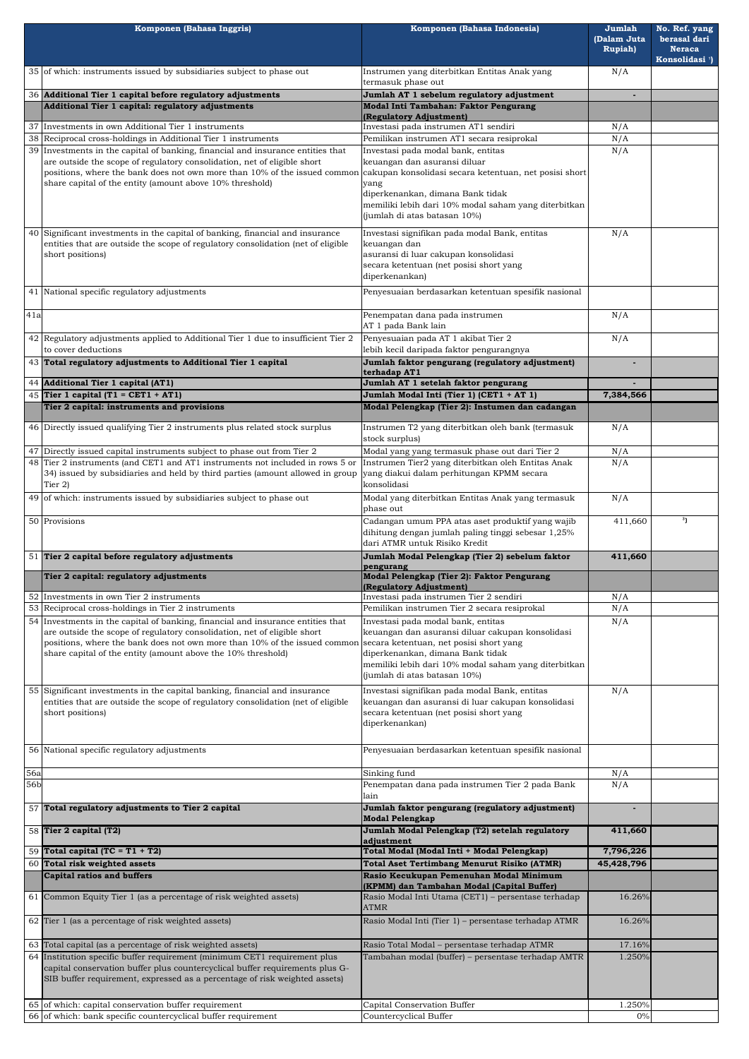| | Komponen (Bahasa Inggris) | Komponen (Bahasa Indonesia) | Jumlah (Dalam Juta Rupiah) | No. Ref. yang berasal dari Neraca Konsolidasi [1] |
|---|---|---|---|---|
| 35 | of which: instruments issued by subsidiaries subject to phase out | Instrumen yang diterbitkan Entitas Anak yang termasuk phase out | N/A | |
| 36 | **Additional Tier 1 capital before regulatory adjustments** | **Jumlah AT 1 sebelum regulatory adjustment** | - | |
| | **Additional Tier 1 capital: regulatory adjustments** | **Modal Inti Tambahan: Faktor Pengurang (Regulatory Adjustment)** | | |
| 37 | Investments in own Additional Tier 1 instruments | Investasi pada instrumen AT1 sendiri | N/A | |
| 38 | Reciprocal cross-holdings in Additional Tier 1 instruments | Pemilikan instrumen AT1 secara resiprokal | N/A | |
| 39 | Investments in the capital of banking, financial and insurance entities that are outside the scope of regulatory consolidation, net of eligible short positions, where the bank does not own more than 10% of the issued common share capital of the entity (amount above 10% threshold) | Investasi pada modal bank, entitas keuangan dan asuransi diluar cakupan konsolidasi secara ketentuan, net posisi short yang diperkenankan, dimana Bank tidak memiliki lebih dari 10% modal saham yang diterbitkan (jumlah di atas batasan 10%) | N/A | |
| 40 | Significant investments in the capital of banking, financial and insurance entities that are outside the scope of regulatory consolidation (net of eligible short positions) | Investasi signifikan pada modal Bank, entitas keuangan dan asuransi di luar cakupan konsolidasi secara ketentuan (net posisi short yang diperkenankan) | N/A | |
| 41 | National specific regulatory adjustments | Penyesuaian berdasarkan ketentuan spesifik nasional | | |
| 41a | | Penempatan dana pada instrumen AT 1 pada Bank lain | N/A | |
| 42 | Regulatory adjustments applied to Additional Tier 1 due to insufficient Tier 2 to cover deductions | Penyesuaian pada AT 1 akibat Tier 2 lebih kecil daripada faktor pengurangnya | N/A | |
| 43 | **Total regulatory adjustments to Additional Tier 1 capital** | **Jumlah faktor pengurang (regulatory adjustment) terhadap AT1** | - | |
| 44 | **Additional Tier 1 capital (AT1)** | **Jumlah AT 1 setelah faktor pengurang** | - | |
| 45 | **Tier 1 capital (T1 = CET1 + AT1)** | **Jumlah Modal Inti (Tier 1) (CET1 + AT 1)** | **7,384,566** | |
| | **Tier 2 capital: instruments and provisions** | **Modal Pelengkap (Tier 2): Instumen dan cadangan** | | |
| 46 | Directly issued qualifying Tier 2 instruments plus related stock surplus | Instrumen T2 yang diterbitkan oleh bank (termasuk stock surplus) | N/A | |
| 47 | Directly issued capital instruments subject to phase out from Tier 2 | Modal yang yang termasuk phase out dari Tier 2 | N/A | |
| 48 | Tier 2 instruments (and CET1 and AT1 instruments not included in rows 5 or 34) issued by subsidiaries and held by third parties (amount allowed in group Tier 2) | Instrumen Tier2 yang diterbitkan oleh Entitas Anak yang diakui dalam perhitungan KPMM secara konsolidasi | N/A | |
| 49 | of which: instruments issued by subsidiaries subject to phase out | Modal yang diterbitkan Entitas Anak yang termasuk phase out | N/A | |
| 50 | Provisions | Cadangan umum PPA atas aset produktif yang wajib dihitung dengan jumlah paling tinggi sebesar 1,25% dari ATMR untuk Risiko Kredit | 411,660 | [3] |
| 51 | **Tier 2 capital before regulatory adjustments** | **Jumlah Modal Pelengkap (Tier 2) sebelum faktor pengurang** | **411,660** | |
| | **Tier 2 capital: regulatory adjustments** | **Modal Pelengkap (Tier 2): Faktor Pengurang (Regulatory Adjustment)** | | |
| 52 | Investments in own Tier 2 instruments | Investasi pada instrumen Tier 2 sendiri | N/A | |
| 53 | Reciprocal cross-holdings in Tier 2 instruments | Pemilikan instrumen Tier 2 secara resiprokal | N/A | |
| 54 | Investments in the capital of banking, financial and insurance entities that are outside the scope of regulatory consolidation, net of eligible short positions, where the bank does not own more than 10% of the issued common share capital of the entity (amount above the 10% threshold) | Investasi pada modal bank, entitas keuangan dan asuransi diluar cakupan konsolidasi secara ketentuan, net posisi short yang diperkenankan, dimana Bank tidak memiliki lebih dari 10% modal saham yang diterbitkan (jumlah di atas batasan 10%) | N/A | |
| 55 | Significant investments in the capital banking, financial and insurance entities that are outside the scope of regulatory consolidation (net of eligible short positions) | Investasi signifikan pada modal Bank, entitas keuangan dan asuransi di luar cakupan konsolidasi secara ketentuan (net posisi short yang diperkenankan) | N/A | |
| 56 | National specific regulatory adjustments | Penyesuaian berdasarkan ketentuan spesifik nasional | | |
| 56a | | Sinking fund | N/A | |
| 56b | | Penempatan dana pada instrumen Tier 2 pada Bank lain | N/A | |
| 57 | **Total regulatory adjustments to Tier 2 capital** | **Jumlah faktor pengurang (regulatory adjustment) Modal Pelengkap** | - | |
| 58 | **Tier 2 capital (T2)** | **Jumlah Modal Pelengkap (T2) setelah regulatory adjustment** | **411,660** | |
| 59 | **Total capital (TC = T1 + T2)** | **Total Modal (Modal Inti + Modal Pelengkap)** | **7,796,226** | |
| 60 | **Total risk weighted assets** | **Total Aset Tertimbang Menurut Risiko (ATMR)** | **45,428,796** | |
| | **Capital ratios and buffers** | **Rasio Kecukupan Pemenuhan Modal Minimum (KPMM) dan Tambahan Modal (Capital Buffer)** | | |
| 61 | Common Equity Tier 1 (as a percentage of risk weighted assets) | Rasio Modal Inti Utama (CET1) – persentase terhadap ATMR | 16.26% | |
| 62 | Tier 1 (as a percentage of risk weighted assets) | Rasio Modal Inti (Tier 1) – persentase terhadap ATMR | 16.26% | |
| 63 | Total capital (as a percentage of risk weighted assets) | Rasio Total Modal – persentase terhadap ATMR | 17.16% | |
| 64 | Institution specific buffer requirement (minimum CET1 requirement plus capital conservation buffer plus countercyclical buffer requirements plus G-SIB buffer requirement, expressed as a percentage of risk weighted assets) | Tambahan modal (buffer) – persentase terhadap AMTR | 1.250% | |
| 65 | of which: capital conservation buffer requirement | Capital Conservation Buffer | 1.250% | |
| 66 | of which: bank specific countercyclical buffer requirement | Countercyclical Buffer | 0% | |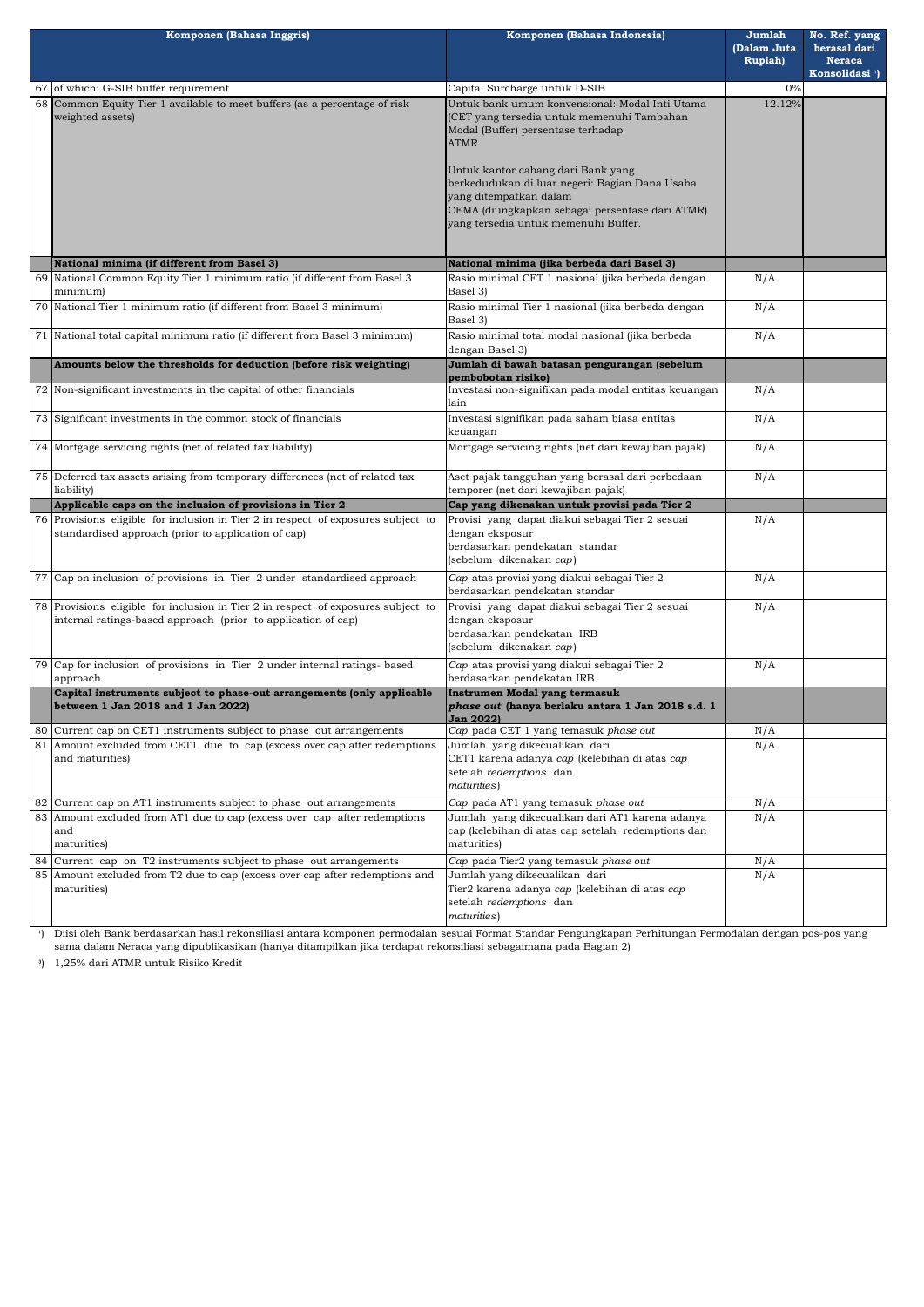| | Komponen (Bahasa Inggris) | Komponen (Bahasa Indonesia) | Jumlah (Dalam Juta Rupiah) | No. Ref. yang berasal dari Neraca Konsolidasi [1] |
|---|---|---|---|---|
| 67 | of which: G-SIB buffer requirement | Capital Surcharge untuk D-SIB | 0% | |
| 68 | Common Equity Tier 1 available to meet buffers (as a percentage of risk weighted assets) | Untuk bank umum konvensional: Modal Inti Utama (CET yang tersedia untuk memenuhi Tambahan Modal (Buffer) persentase terhadap ATMR<br><br>Untuk kantor cabang dari Bank yang berkedudukan di luar negeri: Bagian Dana Usaha yang ditempatkan dalam CEMA (diungkapkan sebagai persentase dari ATMR) yang tersedia untuk memenuhi Buffer. | 12.12% | |
| | **National minima (if different from Basel 3)** | **National minima (jika berbeda dari Basel 3)** | | |
| 69 | National Common Equity Tier 1 minimum ratio (if different from Basel 3 minimum) | Rasio minimal CET 1 nasional (jika berbeda dengan Basel 3) | N/A | |
| 70 | National Tier 1 minimum ratio (if different from Basel 3 minimum) | Rasio minimal Tier 1 nasional (jika berbeda dengan Basel 3) | N/A | |
| 71 | National total capital minimum ratio (if different from Basel 3 minimum) | Rasio minimal total modal nasional (jika berbeda dengan Basel 3) | N/A | |
| | **Amounts below the thresholds for deduction (before risk weighting)** | **Jumlah di bawah batasan pengurangan (sebelum pembobotan risiko)** | | |
| 72 | Non-significant investments in the capital of other financials | Investasi non-signifikan pada modal entitas keuangan lain | N/A | |
| 73 | Significant investments in the common stock of financials | Investasi signifikan pada saham biasa entitas keuangan | N/A | |
| 74 | Mortgage servicing rights (net of related tax liability) | Mortgage servicing rights (net dari kewajiban pajak) | N/A | |
| 75 | Deferred tax assets arising from temporary differences (net of related tax liability) | Aset pajak tangguhan yang berasal dari perbedaan temporer (net dari kewajiban pajak) | N/A | |
| | **Applicable caps on the inclusion of provisions in Tier 2** | **Cap yang dikenakan untuk provisi pada Tier 2** | | |
| 76 | Provisions eligible for inclusion in Tier 2 in respect of exposures subject to standardised approach (prior to application of cap) | Provisi yang dapat diakui sebagai Tier 2 sesuai dengan eksposur berdasarkan pendekatan standar (sebelum dikenakan *cap*) | N/A | |
| 77 | Cap on inclusion of provisions in Tier 2 under standardised approach | *Cap* atas provisi yang diakui sebagai Tier 2 berdasarkan pendekatan standar | N/A | |
| 78 | Provisions eligible for inclusion in Tier 2 in respect of exposures subject to internal ratings-based approach (prior to application of cap) | Provisi yang dapat diakui sebagai Tier 2 sesuai dengan eksposur berdasarkan pendekatan IRB (sebelum dikenakan *cap*) | N/A | |
| 79 | Cap for inclusion of provisions in Tier 2 under internal ratings- based approach | *Cap* atas provisi yang diakui sebagai Tier 2 berdasarkan pendekatan IRB | N/A | |
| | **Capital instruments subject to phase-out arrangements (only applicable between 1 Jan 2018 and 1 Jan 2022)** | **Instrumen Modal yang termasuk *phase out* (hanya berlaku antara 1 Jan 2018 s.d. 1 Jan 2022)** | | |
| 80 | Current cap on CET1 instruments subject to phase out arrangements | *Cap* pada CET 1 yang temasuk *phase out* | N/A | |
| 81 | Amount excluded from CET1 due to cap (excess over cap after redemptions and maturities) | Jumlah yang dikecualikan dari CET1 karena adanya *cap* (kelebihan di atas *cap* setelah *redemptions* dan *maturities*) | N/A | |
| 82 | Current cap on AT1 instruments subject to phase out arrangements | *Cap* pada AT1 yang temasuk *phase out* | N/A | |
| 83 | Amount excluded from AT1 due to cap (excess over cap after redemptions and maturities) | Jumlah yang dikecualikan dari AT1 karena adanya cap (kelebihan di atas cap setelah redemptions dan maturities) | N/A | |
| 84 | Current cap on T2 instruments subject to phase out arrangements | *Cap* pada Tier2 yang temasuk *phase out* | N/A | |
| 85 | Amount excluded from T2 due to cap (excess over cap after redemptions and maturities) | Jumlah yang dikecualikan dari Tier2 karena adanya *cap* (kelebihan di atas *cap* setelah *redemptions* dan *maturities*) | N/A | |

[1] Diisi oleh Bank berdasarkan hasil rekonsiliasi antara komponen permodalan sesuai Format Standar Pengungkapan Perhitungan Permodalan dengan pos-pos yang sama dalam Neraca yang dipublikasikan (hanya ditampilkan jika terdapat rekonsiliasi sebagaimana pada Bagian 2)

[3] 1,25% dari ATMR untuk Risiko Kredit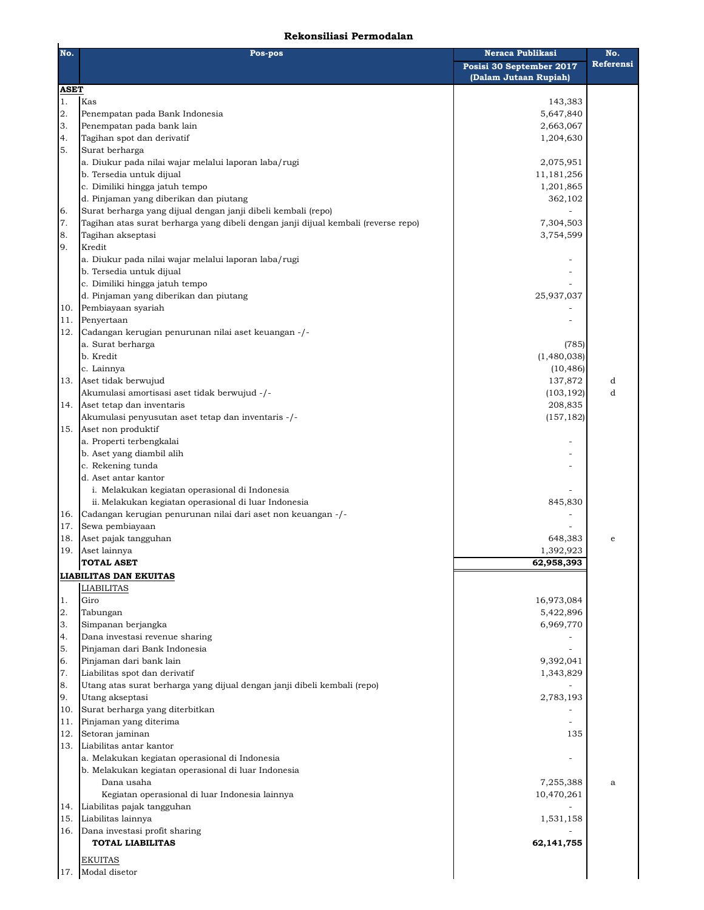## Rekonsiliasi Permodalan

| No. | Pos-pos | Neraca Publikasi Posisi 30 September 2017 (Dalam Jutaan Rupiah) | No. Referensi |
|---|---|---|---|
| **ASET** | | | |
| 1. | Kas | 143,383 | |
| 2. | Penempatan pada Bank Indonesia | 5,647,840 | |
| 3. | Penempatan pada bank lain | 2,663,067 | |
| 4. | Tagihan spot dan derivatif | 1,204,630 | |
| 5. | Surat berharga | | |
| | a. Diukur pada nilai wajar melalui laporan laba/rugi | 2,075,951 | |
| | b. Tersedia untuk dijual | 11,181,256 | |
| | c. Dimiliki hingga jatuh tempo | 1,201,865 | |
| | d. Pinjaman yang diberikan dan piutang | 362,102 | |
| 6. | Surat berharga yang dijual dengan janji dibeli kembali (repo) | - | |
| 7. | Tagihan atas surat berharga yang dibeli dengan janji dijual kembali (reverse repo) | 7,304,503 | |
| 8. | Tagihan akseptasi | 3,754,599 | |
| 9. | Kredit | | |
| | a. Diukur pada nilai wajar melalui laporan laba/rugi | - | |
| | b. Tersedia untuk dijual | - | |
| | c. Dimiliki hingga jatuh tempo | - | |
| | d. Pinjaman yang diberikan dan piutang | 25,937,037 | |
| 10. | Pembiayaan syariah | - | |
| 11. | Penyertaan | - | |
| 12. | Cadangan kerugian penurunan nilai aset keuangan -/- | | |
| | a. Surat berharga | (785) | |
| | b. Kredit | (1,480,038) | |
| | c. Lainnya | (10,486) | |
| 13. | Aset tidak berwujud | 137,872 | d |
| | Akumulasi amortisasi aset tidak berwujud -/- | (103,192) | d |
| 14. | Aset tetap dan inventaris | 208,835 | |
| | Akumulasi penyusutan aset tetap dan inventaris -/- | (157,182) | |
| 15. | Aset non produktif | | |
| | a. Properti terbengkalai | - | |
| | b. Aset yang diambil alih | - | |
| | c. Rekening tunda | - | |
| | d. Aset antar kantor | | |
| | i. Melakukan kegiatan operasional di Indonesia | - | |
| | ii. Melakukan kegiatan operasional di luar Indonesia | 845,830 | |
| 16. | Cadangan kerugian penurunan nilai dari aset non keuangan -/- | - | |
| 17. | Sewa pembiayaan | - | |
| 18. | Aset pajak tangguhan | 648,383 | e |
| 19. | Aset lainnya | 1,392,923 | |
| | **TOTAL ASET** | **62,958,393** | |
| **LIABILITAS DAN EKUITAS** | | | |
| | LIABILITAS | | |
| 1. | Giro | 16,973,084 | |
| 2. | Tabungan | 5,422,896 | |
| 3. | Simpanan berjangka | 6,969,770 | |
| 4. | Dana investasi revenue sharing | - | |
| 5. | Pinjaman dari Bank Indonesia | - | |
| 6. | Pinjaman dari bank lain | 9,392,041 | |
| 7. | Liabilitas spot dan derivatif | 1,343,829 | |
| 8. | Utang atas surat berharga yang dijual dengan janji dibeli kembali (repo) | - | |
| 9. | Utang akseptasi | 2,783,193 | |
| 10. | Surat berharga yang diterbitkan | - | |
| 11. | Pinjaman yang diterima | - | |
| 12. | Setoran jaminan | 135 | |
| 13. | Liabilitas antar kantor | | |
| | a. Melakukan kegiatan operasional di Indonesia | - | |
| | b. Melakukan kegiatan operasional di luar Indonesia | | |
| | Dana usaha | 7,255,388 | a |
| | Kegiatan operasional di luar Indonesia lainnya | 10,470,261 | |
| 14. | Liabilitas pajak tangguhan | - | |
| 15. | Liabilitas lainnya | 1,531,158 | |
| 16. | Dana investasi profit sharing | - | |
| | **TOTAL LIABILITAS** | **62,141,755** | |
| | EKUITAS | | |
| 17. | Modal disetor | | |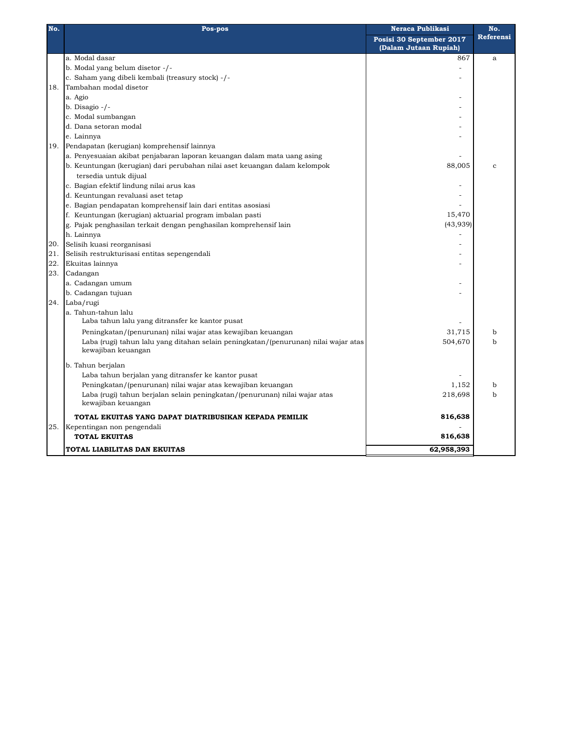| No. | Pos-pos | Neraca Publikasi Posisi 30 September 2017 (Dalam Jutaan Rupiah) | No. Referensi |
|---|---|---|---|
| | a. Modal dasar | 867 | a |
| | b. Modal yang belum disetor -/- | - | |
| | c. Saham yang dibeli kembali (treasury stock) -/- | - | |
| 18. | Tambahan modal disetor | | |
| | a. Agio | - | |
| | b. Disagio -/- | - | |
| | c. Modal sumbangan | - | |
| | d. Dana setoran modal | - | |
| | e. Lainnya | - | |
| 19. | Pendapatan (kerugian) komprehensif lainnya | | |
| | a. Penyesuaian akibat penjabaran laporan keuangan dalam mata uang asing | - | |
| | b. Keuntungan (kerugian) dari perubahan nilai aset keuangan dalam kelompok tersedia untuk dijual | 88,005 | c |
| | c. Bagian efektif lindung nilai arus kas | - | |
| | d. Keuntungan revaluasi aset tetap | - | |
| | e. Bagian pendapatan komprehensif lain dari entitas asosiasi | - | |
| | f. Keuntungan (kerugian) aktuarial program imbalan pasti | 15,470 | |
| | g. Pajak penghasilan terkait dengan penghasilan komprehensif lain | (43,939) | |
| | h. Lainnya | - | |
| 20. | Selisih kuasi reorganisasi | - | |
| 21. | Selisih restrukturisasi entitas sepengendali | - | |
| 22. | Ekuitas lainnya | - | |
| 23. | Cadangan | | |
| | a. Cadangan umum | - | |
| | b. Cadangan tujuan | - | |
| 24. | Laba/rugi | | |
| | a. Tahun-tahun lalu | | |
| | Laba tahun lalu yang ditransfer ke kantor pusat | - | |
| | Peningkatan/(penurunan) nilai wajar atas kewajiban keuangan | 31,715 | b |
| | Laba (rugi) tahun lalu yang ditahan selain peningkatan/(penurunan) nilai wajar atas kewajiban keuangan | 504,670 | b |
| | b. Tahun berjalan | | |
| | Laba tahun berjalan yang ditransfer ke kantor pusat | - | |
| | Peningkatan/(penurunan) nilai wajar atas kewajiban keuangan | 1,152 | b |
| | Laba (rugi) tahun berjalan selain peningkatan/(penurunan) nilai wajar atas kewajiban keuangan | 218,698 | b |
| | **TOTAL EKUITAS YANG DAPAT DIATRIBUSIKAN KEPADA PEMILIK** | **816,638** | |
| 25. | Kepentingan non pengendali | - | |
| | **TOTAL EKUITAS** | **816,638** | |
| | **TOTAL LIABILITAS DAN EKUITAS** | **62,958,393** | |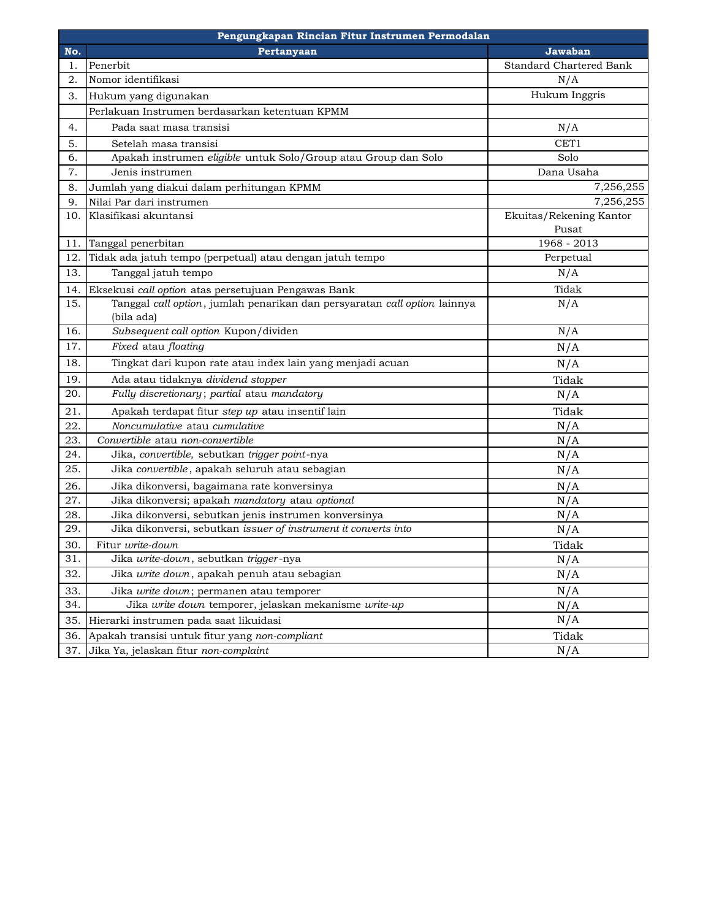| Pengungkapan Rincian Fitur Instrumen Permodalan | | |
|---|---|---|
| **No.** | **Pertanyaan** | **Jawaban** |
| 1. | Penerbit | Standard Chartered Bank |
| 2. | Nomor identifikasi | N/A |
| 3. | Hukum yang digunakan | Hukum Inggris |
| | Perlakuan Instrumen berdasarkan ketentuan KPMM | |
| 4. | Pada saat masa transisi | N/A |
| 5. | Setelah masa transisi | CET1 |
| 6. | Apakah instrumen *eligible* untuk Solo/Group atau Group dan Solo | Solo |
| 7. | Jenis instrumen | Dana Usaha |
| 8. | Jumlah yang diakui dalam perhitungan KPMM | 7,256,255 |
| 9. | Nilai Par dari instrumen | 7,256,255 |
| 10. | Klasifikasi akuntansi | Ekuitas/Rekening Kantor Pusat |
| 11. | Tanggal penerbitan | 1968 - 2013 |
| 12. | Tidak ada jatuh tempo (perpetual) atau dengan jatuh tempo | Perpetual |
| 13. | Tanggal jatuh tempo | N/A |
| 14. | Eksekusi *call option* atas persetujuan Pengawas Bank | Tidak |
| 15. | Tanggal *call option*, jumlah penarikan dan persyaratan *call option* lainnya (bila ada) | N/A |
| 16. | *Subsequent call option* Kupon/dividen | N/A |
| 17. | *Fixed* atau *floating* | N/A |
| 18. | Tingkat dari kupon rate atau index lain yang menjadi acuan | N/A |
| 19. | Ada atau tidaknya *dividend stopper* | Tidak |
| 20. | *Fully discretionary*; *partial* atau *mandatory* | N/A |
| 21. | Apakah terdapat fitur *step up* atau insentif lain | Tidak |
| 22. | *Noncumulative* atau *cumulative* | N/A |
| 23. | *Convertible* atau *non-convertible* | N/A |
| 24. | Jika, *convertible,* sebutkan *trigger point*-nya | N/A |
| 25. | Jika *convertible*, apakah seluruh atau sebagian | N/A |
| 26. | Jika dikonversi, bagaimana rate konversinya | N/A |
| 27. | Jika dikonversi; apakah *mandatory* atau *optional* | N/A |
| 28. | Jika dikonversi, sebutkan jenis instrumen konversinya | N/A |
| 29. | Jika dikonversi, sebutkan *issuer of instrument it converts into* | N/A |
| 30. | Fitur *write-down* | Tidak |
| 31. | Jika *write-down*, sebutkan *trigger*-nya | N/A |
| 32. | Jika *write down*, apakah penuh atau sebagian | N/A |
| 33. | Jika *write down*; permanen atau temporer | N/A |
| 34. | Jika *write down* temporer, jelaskan mekanisme *write-up* | N/A |
| 35. | Hierarki instrumen pada saat likuidasi | N/A |
| 36. | Apakah transisi untuk fitur yang *non-compliant* | Tidak |
| 37. | Jika Ya, jelaskan fitur *non-complaint* | N/A |